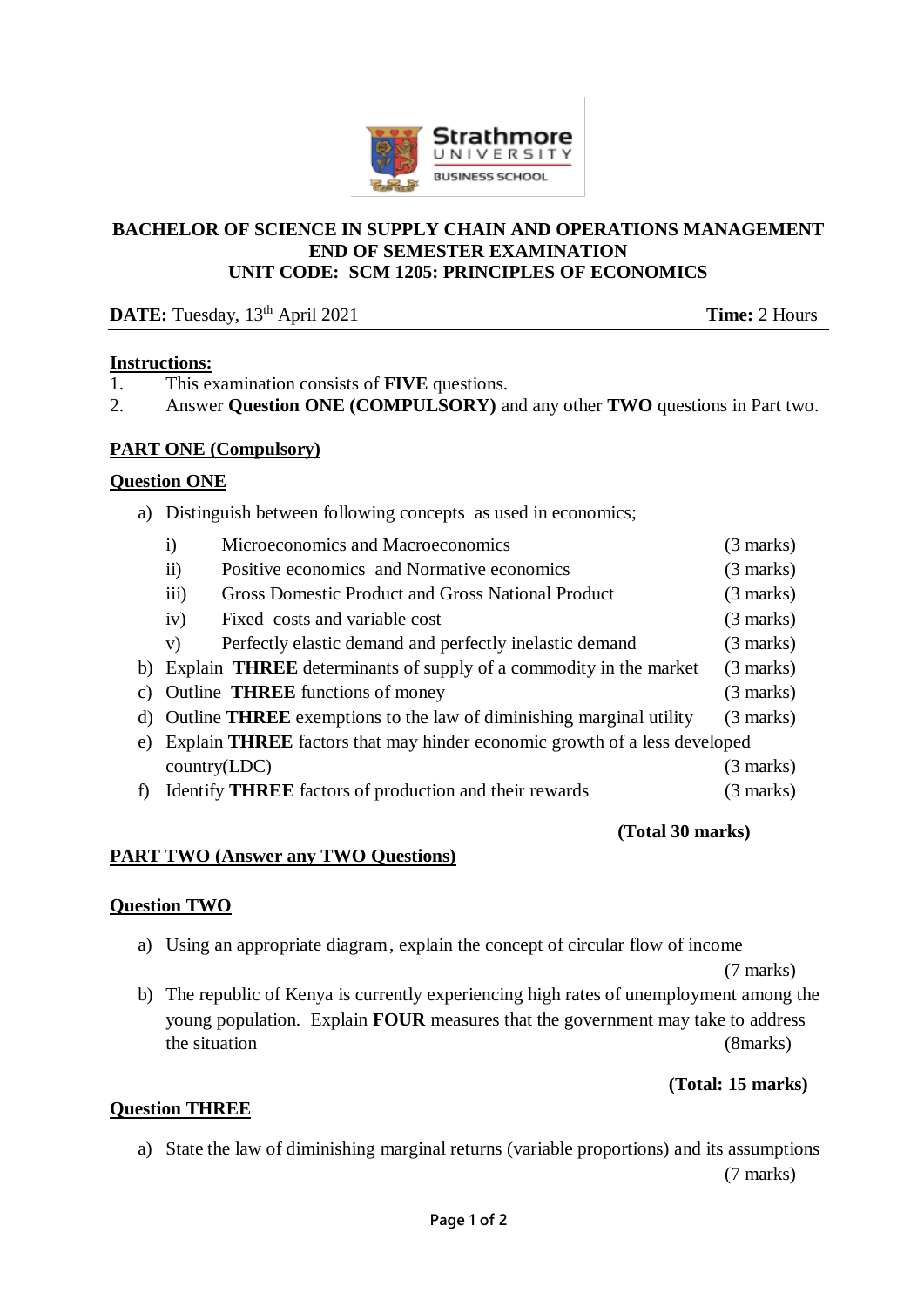**BACHELOR OF SCIENCE IN SUPPLY CHAIN AND OPERATIONS MANAGEMENT**
**END OF SEMESTER EXAMINATION**
**UNIT CODE: SCM 1205: PRINCIPLES OF ECONOMICS**

**DATE:** Tuesday, 13th April 2021 **Time:** 2 Hours

**Instructions:**

1. This examination consists of **FIVE** questions.
2. Answer **Question ONE (COMPULSORY)** and any other **TWO** questions in Part two.

## PART ONE (Compulsory)

### Question ONE

a) Distinguish between following concepts as used in economics;

   i) Microeconomics and Macroeconomics (3 marks)
   
   ii) Positive economics and Normative economics (3 marks)
   
   iii) Gross Domestic Product and Gross National Product (3 marks)
   
   iv) Fixed costs and variable cost (3 marks)
   
   v) Perfectly elastic demand and perfectly inelastic demand (3 marks)

b) Explain **THREE** determinants of supply of a commodity in the market (3 marks)

c) Outline **THREE** functions of money (3 marks)

d) Outline **THREE** exemptions to the law of diminishing marginal utility (3 marks)

e) Explain **THREE** factors that may hinder economic growth of a less developed country(LDC) (3 marks)

f) Identify **THREE** factors of production and their rewards (3 marks)

**(Total 30 marks)**

## PART TWO (Answer any TWO Questions)

### Question TWO

a) Using an appropriate diagram, explain the concept of circular flow of income (7 marks)

b) The republic of Kenya is currently experiencing high rates of unemployment among the young population. Explain **FOUR** measures that the government may take to address the situation (8marks)

**(Total: 15 marks)**

### Question THREE

a) State the law of diminishing marginal returns (variable proportions) and its assumptions (7 marks)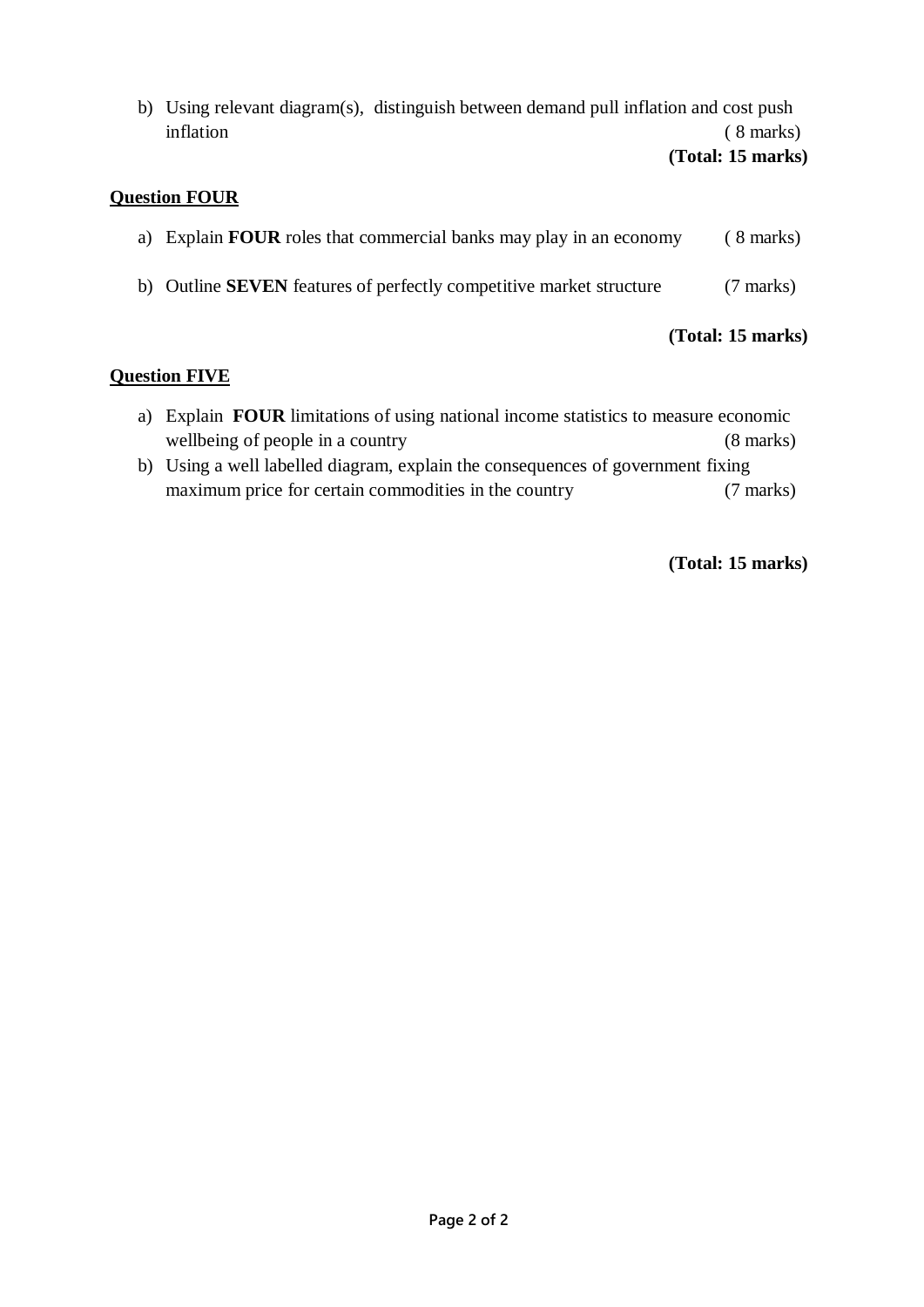b) Using relevant diagram(s), distinguish between demand pull inflation and cost push inflation ( 8 marks)

**(Total: 15 marks)**

**Question FOUR**

a) Explain **FOUR** roles that commercial banks may play in an economy ( 8 marks)

b) Outline **SEVEN** features of perfectly competitive market structure (7 marks)

**(Total: 15 marks)**

**Question FIVE**

a) Explain **FOUR** limitations of using national income statistics to measure economic wellbeing of people in a country (8 marks)

b) Using a well labelled diagram, explain the consequences of government fixing maximum price for certain commodities in the country (7 marks)

**(Total: 15 marks)**